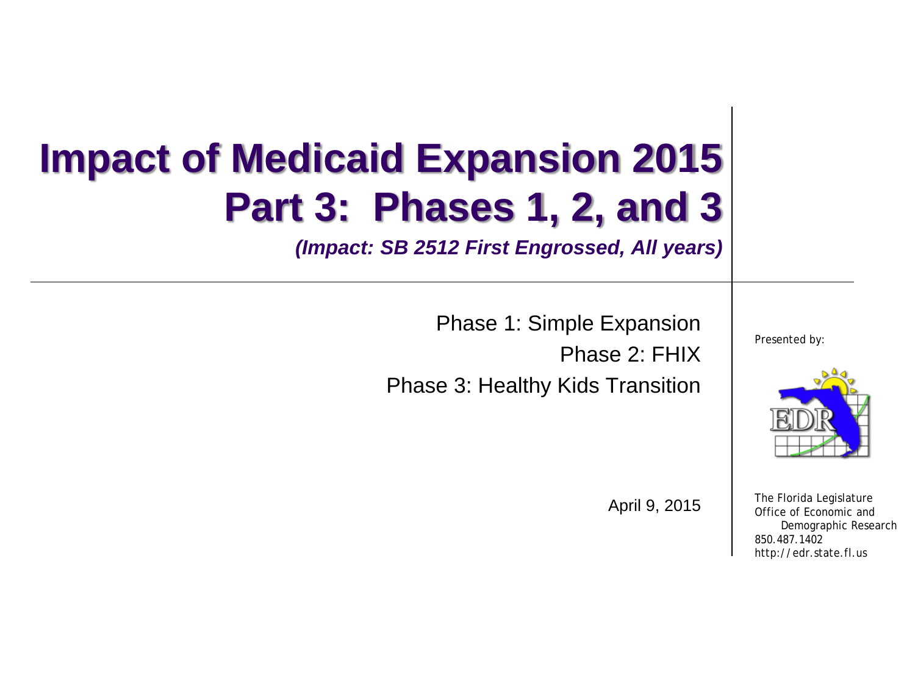# Impact of Medicaid Expansion 2015
# Part 3: Phases 1, 2, and 3

***(Impact: SB 2512 First Engrossed, All years)***

Phase 1: Simple Expansion

Phase 2: FHIX

Phase 3: Healthy Kids Transition

April 9, 2015

*Presented by:*

The Florida Legislature
Office of Economic and Demographic Research
850.487.1402
http://edr.state.fl.us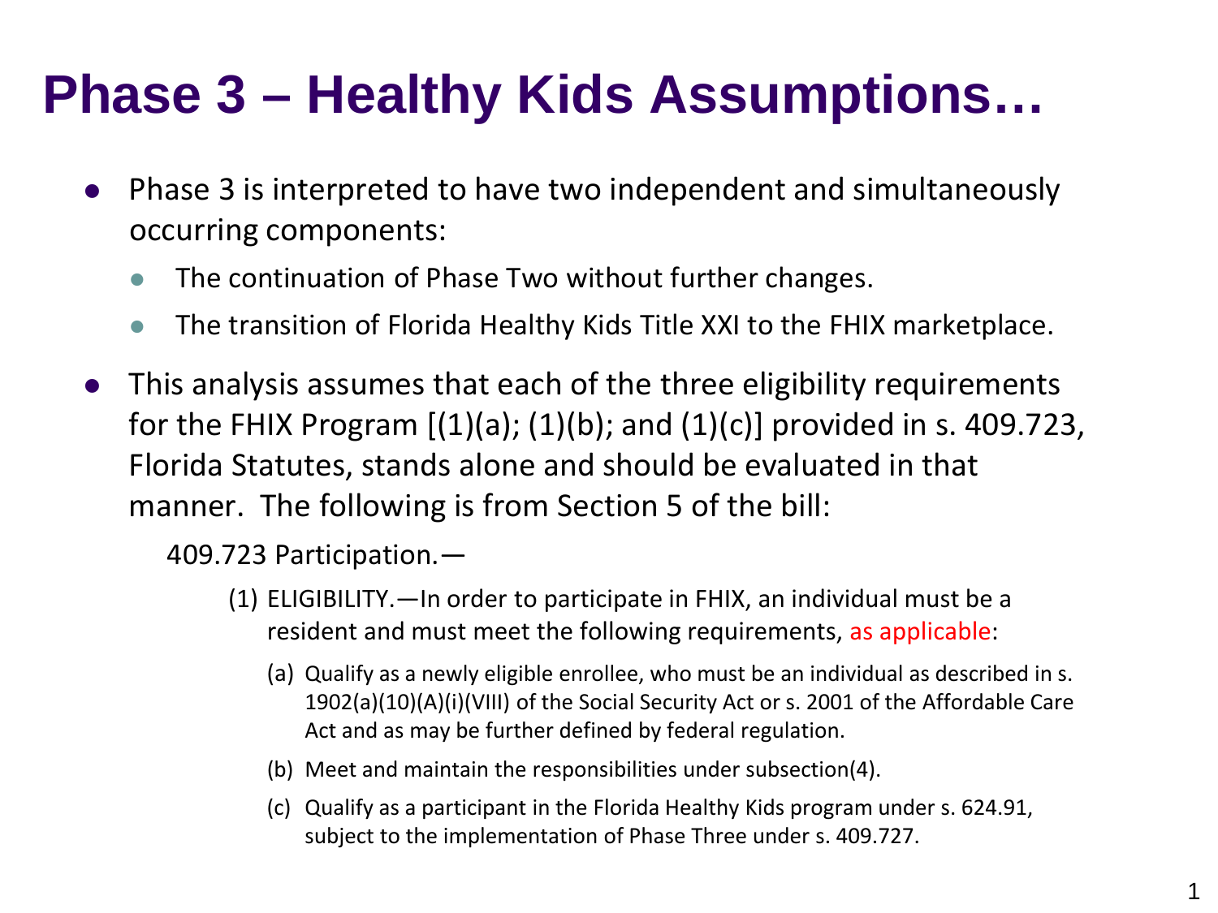# Phase 3 – Healthy Kids Assumptions…

- Phase 3 is interpreted to have two independent and simultaneously occurring components:
  - The continuation of Phase Two without further changes.
  - The transition of Florida Healthy Kids Title XXI to the FHIX marketplace.
- This analysis assumes that each of the three eligibility requirements for the FHIX Program [(1)(a); (1)(b); and (1)(c)] provided in s. 409.723, Florida Statutes, stands alone and should be evaluated in that manner. The following is from Section 5 of the bill:

  409.723 Participation.—

  (1) ELIGIBILITY.—In order to participate in FHIX, an individual must be a resident and must meet the following requirements, as applicable:

  (a) Qualify as a newly eligible enrollee, who must be an individual as described in s. 1902(a)(10)(A)(i)(VIII) of the Social Security Act or s. 2001 of the Affordable Care Act and as may be further defined by federal regulation.

  (b) Meet and maintain the responsibilities under subsection(4).

  (c) Qualify as a participant in the Florida Healthy Kids program under s. 624.91, subject to the implementation of Phase Three under s. 409.727.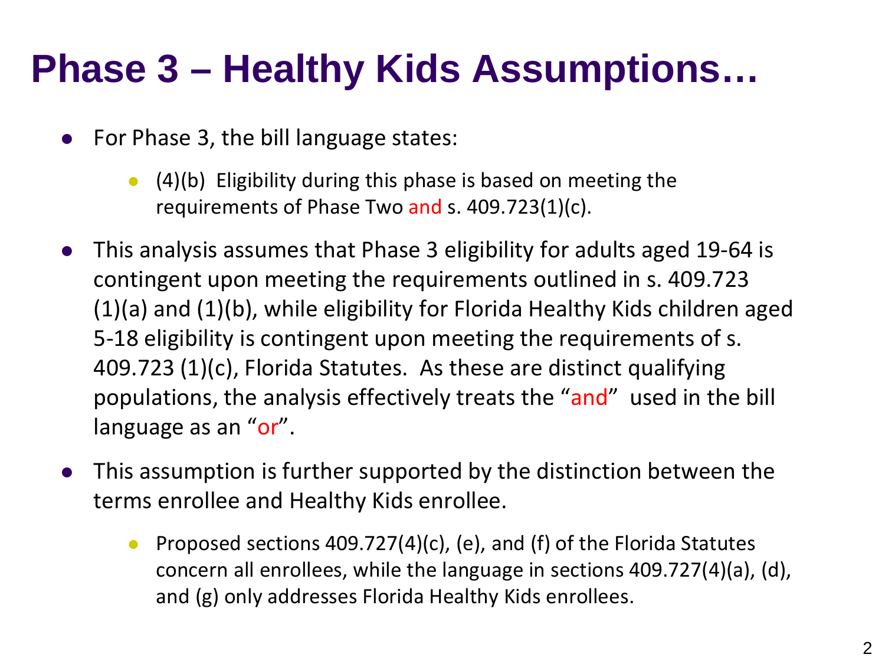# Phase 3 – Healthy Kids Assumptions…

- For Phase 3, the bill language states:
  - (4)(b) Eligibility during this phase is based on meeting the requirements of Phase Two and s. 409.723(1)(c).
- This analysis assumes that Phase 3 eligibility for adults aged 19-64 is contingent upon meeting the requirements outlined in s. 409.723 (1)(a) and (1)(b), while eligibility for Florida Healthy Kids children aged 5-18 eligibility is contingent upon meeting the requirements of s. 409.723 (1)(c), Florida Statutes. As these are distinct qualifying populations, the analysis effectively treats the "and" used in the bill language as an "or".
- This assumption is further supported by the distinction between the terms enrollee and Healthy Kids enrollee.
  - Proposed sections 409.727(4)(c), (e), and (f) of the Florida Statutes concern all enrollees, while the language in sections 409.727(4)(a), (d), and (g) only addresses Florida Healthy Kids enrollees.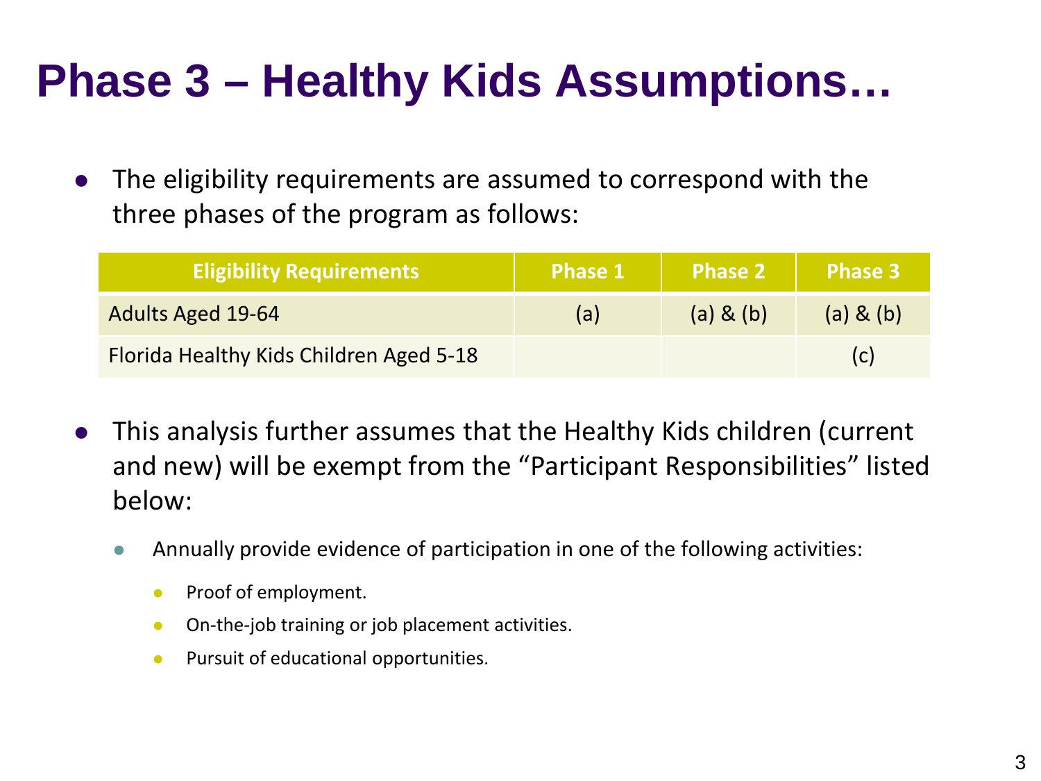# Phase 3 – Healthy Kids Assumptions…

- The eligibility requirements are assumed to correspond with the three phases of the program as follows:

| Eligibility Requirements | Phase 1 | Phase 2 | Phase 3 |
|---|---|---|---|
| Adults Aged 19-64 | (a) | (a) & (b) | (a) & (b) |
| Florida Healthy Kids Children Aged 5-18 | | | (c) |

- This analysis further assumes that the Healthy Kids children (current and new) will be exempt from the "Participant Responsibilities" listed below:
  - Annually provide evidence of participation in one of the following activities:
    - Proof of employment.
    - On-the-job training or job placement activities.
    - Pursuit of educational opportunities.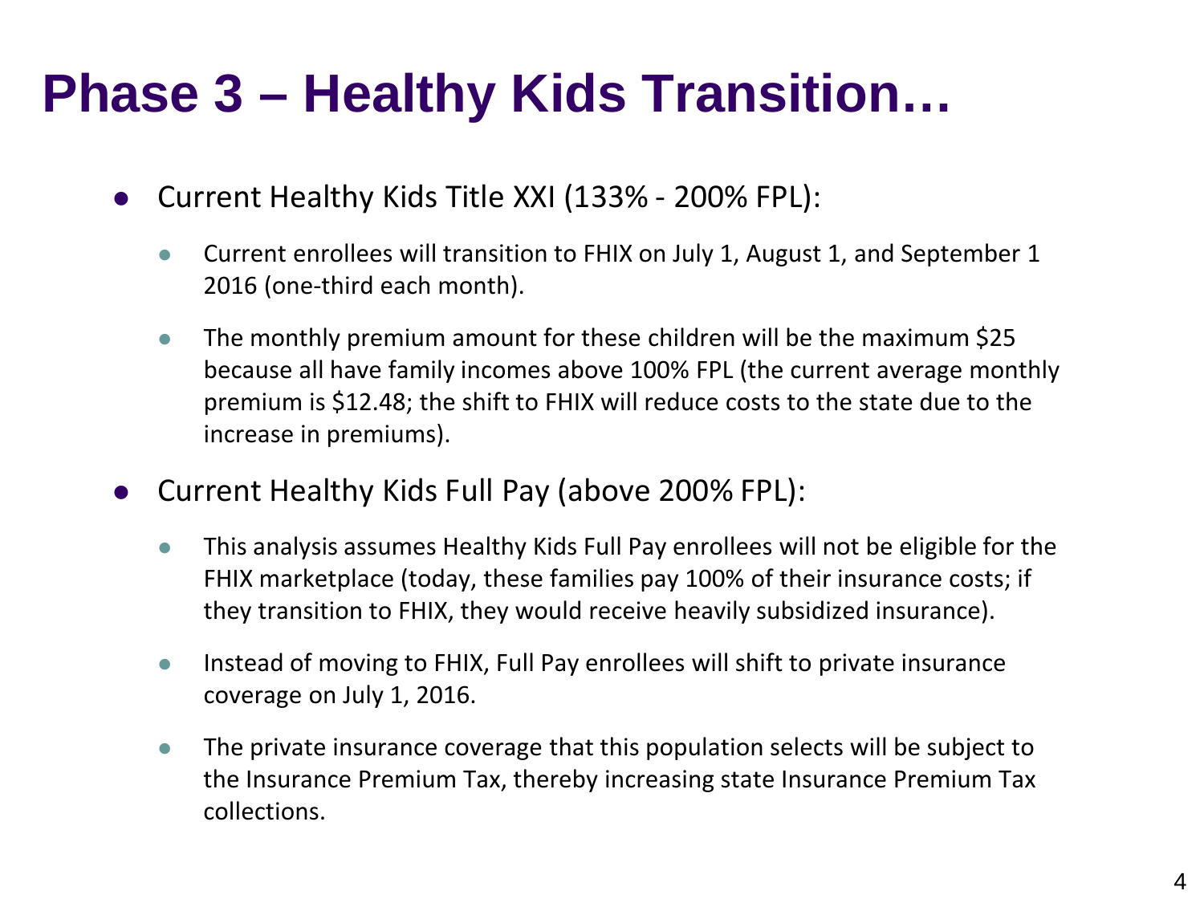# Phase 3 – Healthy Kids Transition…

- Current Healthy Kids Title XXI (133% - 200% FPL):
  - Current enrollees will transition to FHIX on July 1, August 1, and September 1 2016 (one-third each month).
  - The monthly premium amount for these children will be the maximum $25 because all have family incomes above 100% FPL (the current average monthly premium is $12.48; the shift to FHIX will reduce costs to the state due to the increase in premiums).
- Current Healthy Kids Full Pay (above 200% FPL):
  - This analysis assumes Healthy Kids Full Pay enrollees will not be eligible for the FHIX marketplace (today, these families pay 100% of their insurance costs; if they transition to FHIX, they would receive heavily subsidized insurance).
  - Instead of moving to FHIX, Full Pay enrollees will shift to private insurance coverage on July 1, 2016.
  - The private insurance coverage that this population selects will be subject to the Insurance Premium Tax, thereby increasing state Insurance Premium Tax collections.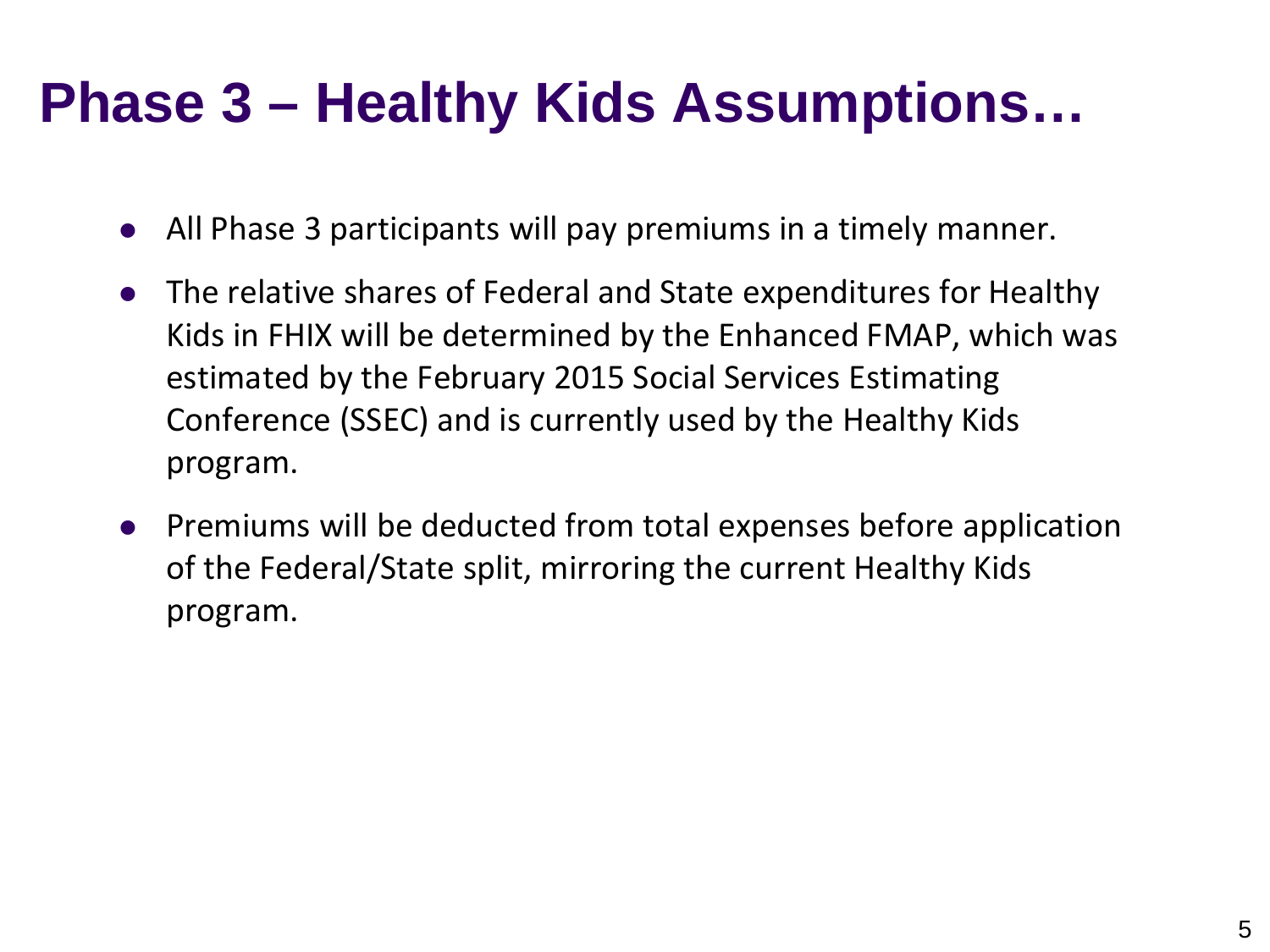# Phase 3 – Healthy Kids Assumptions…

- All Phase 3 participants will pay premiums in a timely manner.
- The relative shares of Federal and State expenditures for Healthy Kids in FHIX will be determined by the Enhanced FMAP, which was estimated by the February 2015 Social Services Estimating Conference (SSEC) and is currently used by the Healthy Kids program.
- Premiums will be deducted from total expenses before application of the Federal/State split, mirroring the current Healthy Kids program.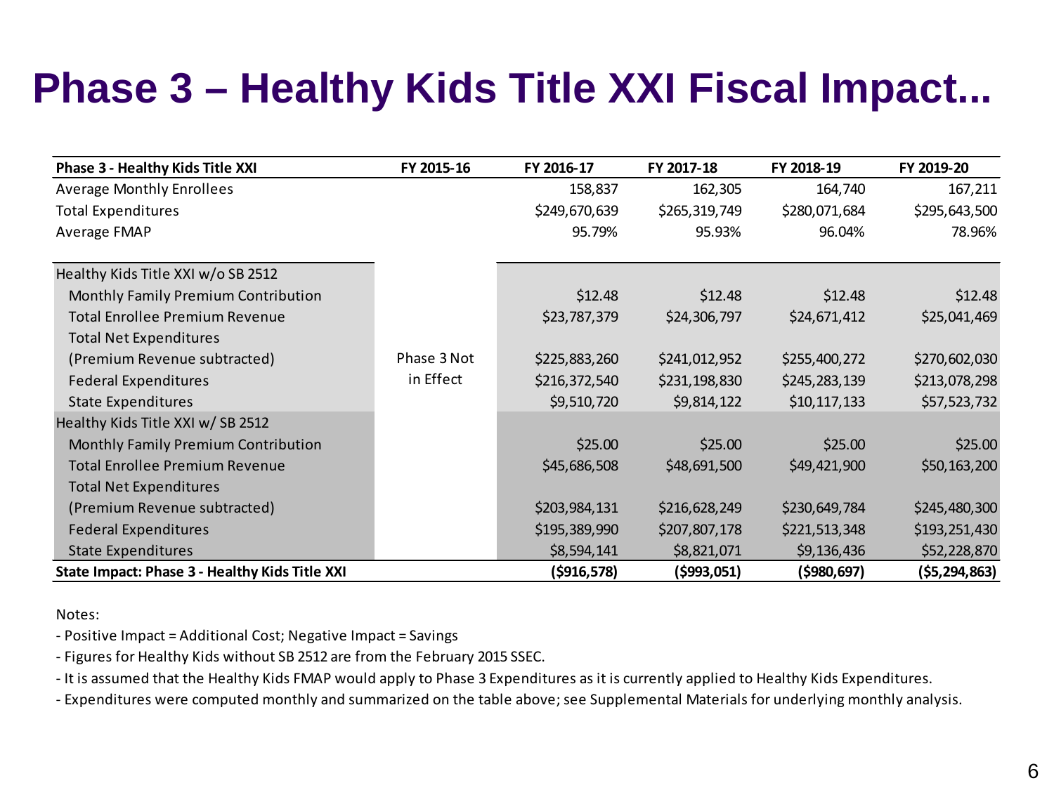# Phase 3 – Healthy Kids Title XXI Fiscal Impact...

| Phase 3 - Healthy Kids Title XXI | FY 2015-16 | FY 2016-17 | FY 2017-18 | FY 2018-19 | FY 2019-20 |
|---|---|---|---|---|---|
| Average Monthly Enrollees | | 158,837 | 162,305 | 164,740 | 167,211 |
| Total Expenditures | | $249,670,639 | $265,319,749 | $280,071,684 | $295,643,500 |
| Average FMAP | | 95.79% | 95.93% | 96.04% | 78.96% |
| Healthy Kids Title XXI w/o SB 2512 | Phase 3 Not in Effect | | | | |
| Monthly Family Premium Contribution | | $12.48 | $12.48 | $12.48 | $12.48 |
| Total Enrollee Premium Revenue | | $23,787,379 | $24,306,797 | $24,671,412 | $25,041,469 |
| Total Net Expenditures (Premium Revenue subtracted) | | $225,883,260 | $241,012,952 | $255,400,272 | $270,602,030 |
| Federal Expenditures | | $216,372,540 | $231,198,830 | $245,283,139 | $213,078,298 |
| State Expenditures | | $9,510,720 | $9,814,122 | $10,117,133 | $57,523,732 |
| Healthy Kids Title XXI w/ SB 2512 | | | | | |
| Monthly Family Premium Contribution | | $25.00 | $25.00 | $25.00 | $25.00 |
| Total Enrollee Premium Revenue | | $45,686,508 | $48,691,500 | $49,421,900 | $50,163,200 |
| Total Net Expenditures (Premium Revenue subtracted) | | $203,984,131 | $216,628,249 | $230,649,784 | $245,480,300 |
| Federal Expenditures | | $195,389,990 | $207,807,178 | $221,513,348 | $193,251,430 |
| State Expenditures | | $8,594,141 | $8,821,071 | $9,136,436 | $52,228,870 |
| **State Impact: Phase 3 - Healthy Kids Title XXI** | | **($916,578)** | **($993,051)** | **($980,697)** | **($5,294,863)** |

Notes:

- Positive Impact = Additional Cost; Negative Impact = Savings
- Figures for Healthy Kids without SB 2512 are from the February 2015 SSEC.
- It is assumed that the Healthy Kids FMAP would apply to Phase 3 Expenditures as it is currently applied to Healthy Kids Expenditures.
- Expenditures were computed monthly and summarized on the table above; see Supplemental Materials for underlying monthly analysis.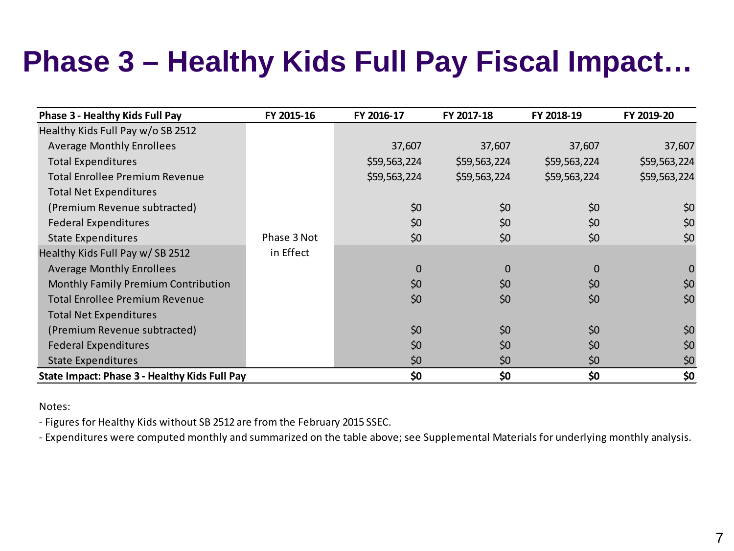# Phase 3 – Healthy Kids Full Pay Fiscal Impact…

| Phase 3 - Healthy Kids Full Pay | FY 2015-16 | FY 2016-17 | FY 2017-18 | FY 2018-19 | FY 2019-20 |
|---|---|---|---|---|---|
| Healthy Kids Full Pay w/o SB 2512 | Phase 3 Not in Effect | | | | |
| Average Monthly Enrollees | | 37,607 | 37,607 | 37,607 | 37,607 |
| Total Expenditures | | $59,563,224 | $59,563,224 | $59,563,224 | $59,563,224 |
| Total Enrollee Premium Revenue | | $59,563,224 | $59,563,224 | $59,563,224 | $59,563,224 |
| Total Net Expenditures (Premium Revenue subtracted) | | $0 | $0 | $0 | $0 |
| Federal Expenditures | | $0 | $0 | $0 | $0 |
| State Expenditures | | $0 | $0 | $0 | $0 |
| Healthy Kids Full Pay w/ SB 2512 | | | | | |
| Average Monthly Enrollees | | 0 | 0 | 0 | 0 |
| Monthly Family Premium Contribution | | $0 | $0 | $0 | $0 |
| Total Enrollee Premium Revenue | | $0 | $0 | $0 | $0 |
| Total Net Expenditures (Premium Revenue subtracted) | | $0 | $0 | $0 | $0 |
| Federal Expenditures | | $0 | $0 | $0 | $0 |
| State Expenditures | | $0 | $0 | $0 | $0 |
| **State Impact: Phase 3 - Healthy Kids Full Pay** | | **$0** | **$0** | **$0** | **$0** |

Notes:

- Figures for Healthy Kids without SB 2512 are from the February 2015 SSEC.
- Expenditures were computed monthly and summarized on the table above; see Supplemental Materials for underlying monthly analysis.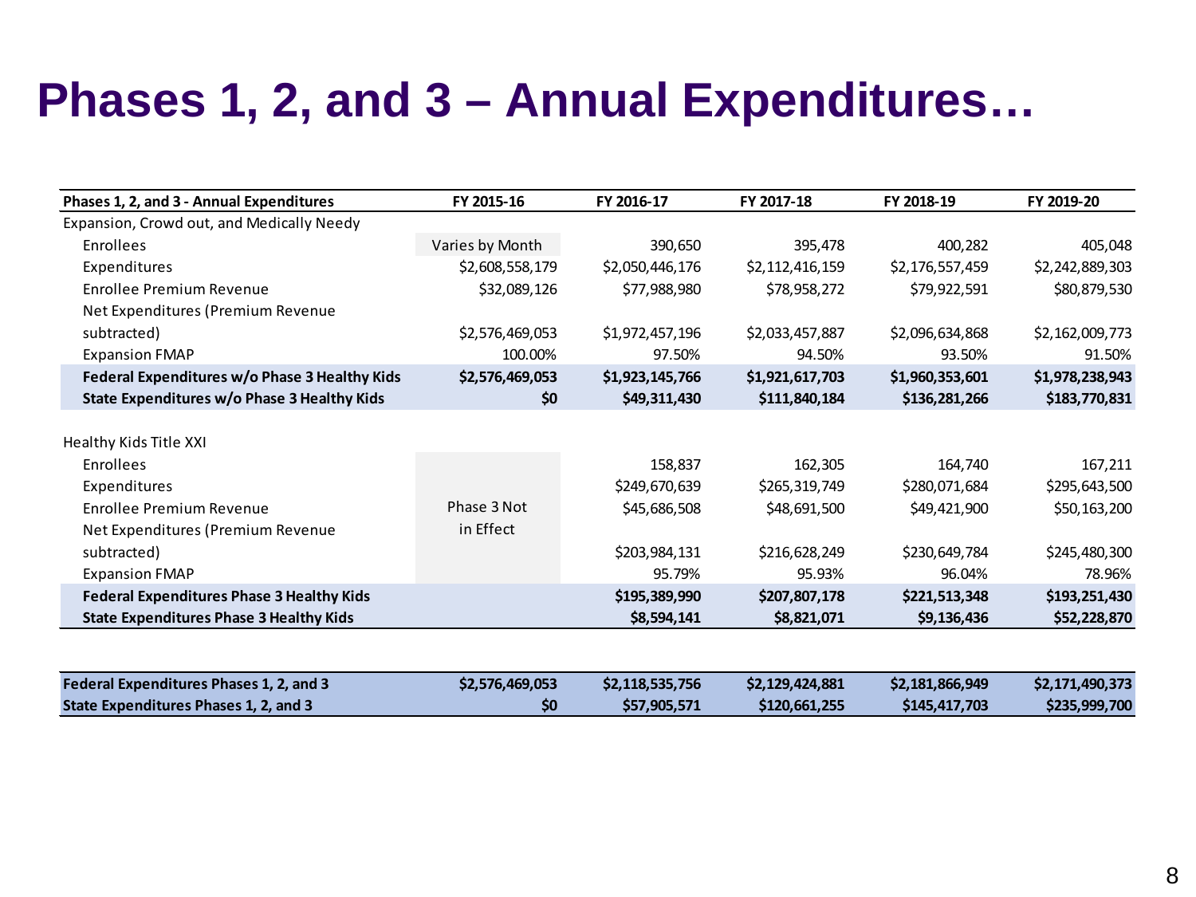# Phases 1, 2, and 3 – Annual Expenditures…

| Phases 1, 2, and 3 - Annual Expenditures | FY 2015-16 | FY 2016-17 | FY 2017-18 | FY 2018-19 | FY 2019-20 |
|---|---|---|---|---|---|
| Expansion, Crowd out, and Medically Needy | | | | | |
| Enrollees | Varies by Month | 390,650 | 395,478 | 400,282 | 405,048 |
| Expenditures | $2,608,558,179 | $2,050,446,176 | $2,112,416,159 | $2,176,557,459 | $2,242,889,303 |
| Enrollee Premium Revenue | $32,089,126 | $77,988,980 | $78,958,272 | $79,922,591 | $80,879,530 |
| Net Expenditures (Premium Revenue subtracted) | $2,576,469,053 | $1,972,457,196 | $2,033,457,887 | $2,096,634,868 | $2,162,009,773 |
| Expansion FMAP | 100.00% | 97.50% | 94.50% | 93.50% | 91.50% |
| **Federal Expenditures w/o Phase 3 Healthy Kids** | **$2,576,469,053** | **$1,923,145,766** | **$1,921,617,703** | **$1,960,353,601** | **$1,978,238,943** |
| **State Expenditures w/o Phase 3 Healthy Kids** | **$0** | **$49,311,430** | **$111,840,184** | **$136,281,266** | **$183,770,831** |
| | | | | | |
| Healthy Kids Title XXI | | | | | |
| Enrollees | Phase 3 Not in Effect | 158,837 | 162,305 | 164,740 | 167,211 |
| Expenditures | | $249,670,639 | $265,319,749 | $280,071,684 | $295,643,500 |
| Enrollee Premium Revenue | | $45,686,508 | $48,691,500 | $49,421,900 | $50,163,200 |
| Net Expenditures (Premium Revenue subtracted) | | $203,984,131 | $216,628,249 | $230,649,784 | $245,480,300 |
| Expansion FMAP | | 95.79% | 95.93% | 96.04% | 78.96% |
| **Federal Expenditures Phase 3 Healthy Kids** | | **$195,389,990** | **$207,807,178** | **$221,513,348** | **$193,251,430** |
| **State Expenditures Phase 3 Healthy Kids** | | **$8,594,141** | **$8,821,071** | **$9,136,436** | **$52,228,870** |
| | | | | | |
| **Federal Expenditures Phases 1, 2, and 3** | **$2,576,469,053** | **$2,118,535,756** | **$2,129,424,881** | **$2,181,866,949** | **$2,171,490,373** |
| **State Expenditures Phases 1, 2, and 3** | **$0** | **$57,905,571** | **$120,661,255** | **$145,417,703** | **$235,999,700** |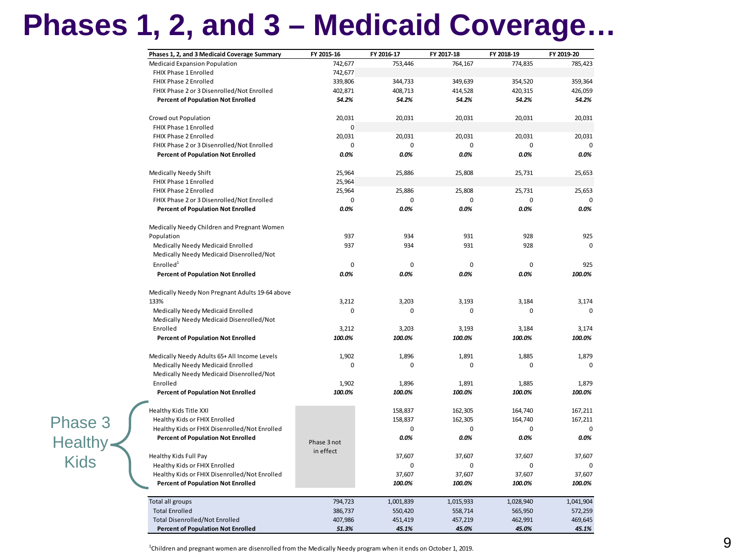# Phases 1, 2, and 3 – Medicaid Coverage…

| Phases 1, 2, and 3 Medicaid Coverage Summary | FY 2015-16 | FY 2016-17 | FY 2017-18 | FY 2018-19 | FY 2019-20 |
|---|---|---|---|---|---|
| Medicaid Expansion Population | 742,677 | 753,446 | 764,167 | 774,835 | 785,423 |
| FHIX Phase 1 Enrolled | 742,677 | | | | |
| FHIX Phase 2 Enrolled | 339,806 | 344,733 | 349,639 | 354,520 | 359,364 |
| FHIX Phase 2 or 3 Disenrolled/Not Enrolled | 402,871 | 408,713 | 414,528 | 420,315 | 426,059 |
| **Percent of Population Not Enrolled** | ***54.2%*** | ***54.2%*** | ***54.2%*** | ***54.2%*** | ***54.2%*** |
| | | | | | |
| Crowd out Population | 20,031 | 20,031 | 20,031 | 20,031 | 20,031 |
| FHIX Phase 1 Enrolled | 0 | | | | |
| FHIX Phase 2 Enrolled | 20,031 | 20,031 | 20,031 | 20,031 | 20,031 |
| FHIX Phase 2 or 3 Disenrolled/Not Enrolled | 0 | 0 | 0 | 0 | 0 |
| **Percent of Population Not Enrolled** | ***0.0%*** | ***0.0%*** | ***0.0%*** | ***0.0%*** | ***0.0%*** |
| | | | | | |
| Medically Needy Shift | 25,964 | 25,886 | 25,808 | 25,731 | 25,653 |
| FHIX Phase 1 Enrolled | 25,964 | | | | |
| FHIX Phase 2 Enrolled | 25,964 | 25,886 | 25,808 | 25,731 | 25,653 |
| FHIX Phase 2 or 3 Disenrolled/Not Enrolled | 0 | 0 | 0 | 0 | 0 |
| **Percent of Population Not Enrolled** | ***0.0%*** | ***0.0%*** | ***0.0%*** | ***0.0%*** | ***0.0%*** |
| | | | | | |
| Medically Needy Children and Pregnant Women Population | 937 | 934 | 931 | 928 | 925 |
| Medically Needy Medicaid Enrolled | 937 | 934 | 931 | 928 | 0 |
| Medically Needy Medicaid Disenrolled/Not Enrolled[1] | 0 | 0 | 0 | 0 | 925 |
| **Percent of Population Not Enrolled** | ***0.0%*** | ***0.0%*** | ***0.0%*** | ***0.0%*** | ***100.0%*** |
| | | | | | |
| Medically Needy Non Pregnant Adults 19-64 above 133% | 3,212 | 3,203 | 3,193 | 3,184 | 3,174 |
| Medically Needy Medicaid Enrolled | 0 | 0 | 0 | 0 | 0 |
| Medically Needy Medicaid Disenrolled/Not Enrolled | 3,212 | 3,203 | 3,193 | 3,184 | 3,174 |
| **Percent of Population Not Enrolled** | ***100.0%*** | ***100.0%*** | ***100.0%*** | ***100.0%*** | ***100.0%*** |
| | | | | | |
| Medically Needy Adults 65+ All Income Levels | 1,902 | 1,896 | 1,891 | 1,885 | 1,879 |
| Medically Needy Medicaid Enrolled | 0 | 0 | 0 | 0 | 0 |
| Medically Needy Medicaid Disenrolled/Not Enrolled | 1,902 | 1,896 | 1,891 | 1,885 | 1,879 |
| **Percent of Population Not Enrolled** | ***100.0%*** | ***100.0%*** | ***100.0%*** | ***100.0%*** | ***100.0%*** |
| | | | | | |
| Healthy Kids Title XXI | Phase 3 not in effect | 158,837 | 162,305 | 164,740 | 167,211 |
| Healthy Kids or FHIX Enrolled | | 158,837 | 162,305 | 164,740 | 167,211 |
| Healthy Kids or FHIX Disenrolled/Not Enrolled | | 0 | 0 | 0 | 0 |
| **Percent of Population Not Enrolled** | | ***0.0%*** | ***0.0%*** | ***0.0%*** | ***0.0%*** |
| | | | | | |
| Healthy Kids Full Pay | | 37,607 | 37,607 | 37,607 | 37,607 |
| Healthy Kids or FHIX Enrolled | | 0 | 0 | 0 | 0 |
| Healthy Kids or FHIX Disenrolled/Not Enrolled | | 37,607 | 37,607 | 37,607 | 37,607 |
| **Percent of Population Not Enrolled** | | ***100.0%*** | ***100.0%*** | ***100.0%*** | ***100.0%*** |
| | | | | | |
| Total all groups | 794,723 | 1,001,839 | 1,015,933 | 1,028,940 | 1,041,904 |
| Total Enrolled | 386,737 | 550,420 | 558,714 | 565,950 | 572,259 |
| Total Disenrolled/Not Enrolled | 407,986 | 451,419 | 457,219 | 462,991 | 469,645 |
| **Percent of Population Not Enrolled** | ***51.3%*** | ***45.1%*** | ***45.0%*** | ***45.0%*** | ***45.1%*** |

Phase 3 Healthy Kids

[1]Children and pregnant women are disenrolled from the Medically Needy program when it ends on October 1, 2019.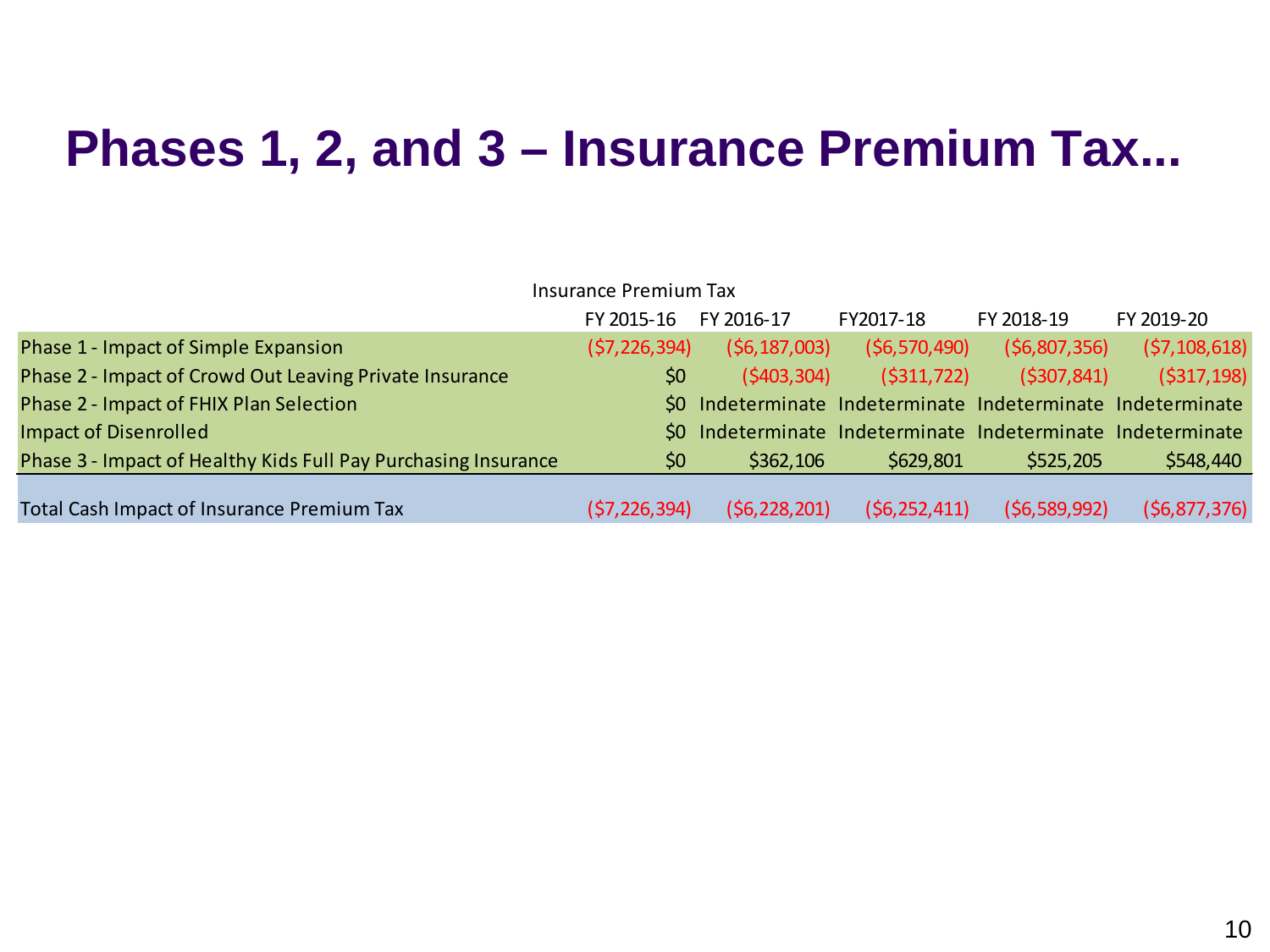# Phases 1, 2, and 3 – Insurance Premium Tax...

| Insurance Premium Tax | FY 2015-16 | FY 2016-17 | FY2017-18 | FY 2018-19 | FY 2019-20 |
|---|---|---|---|---|---|
| Phase 1 - Impact of Simple Expansion | ($7,226,394) | ($6,187,003) | ($6,570,490) | ($6,807,356) | ($7,108,618) |
| Phase 2 - Impact of Crowd Out Leaving Private Insurance | $0 | ($403,304) | ($311,722) | ($307,841) | ($317,198) |
| Phase 2 - Impact of FHIX Plan Selection | $0 | Indeterminate | Indeterminate | Indeterminate | Indeterminate |
| Impact of Disenrolled | $0 | Indeterminate | Indeterminate | Indeterminate | Indeterminate |
| Phase 3 - Impact of Healthy Kids Full Pay Purchasing Insurance | $0 | $362,106 | $629,801 | $525,205 | $548,440 |
| Total Cash Impact of Insurance Premium Tax | ($7,226,394) | ($6,228,201) | ($6,252,411) | ($6,589,992) | ($6,877,376) |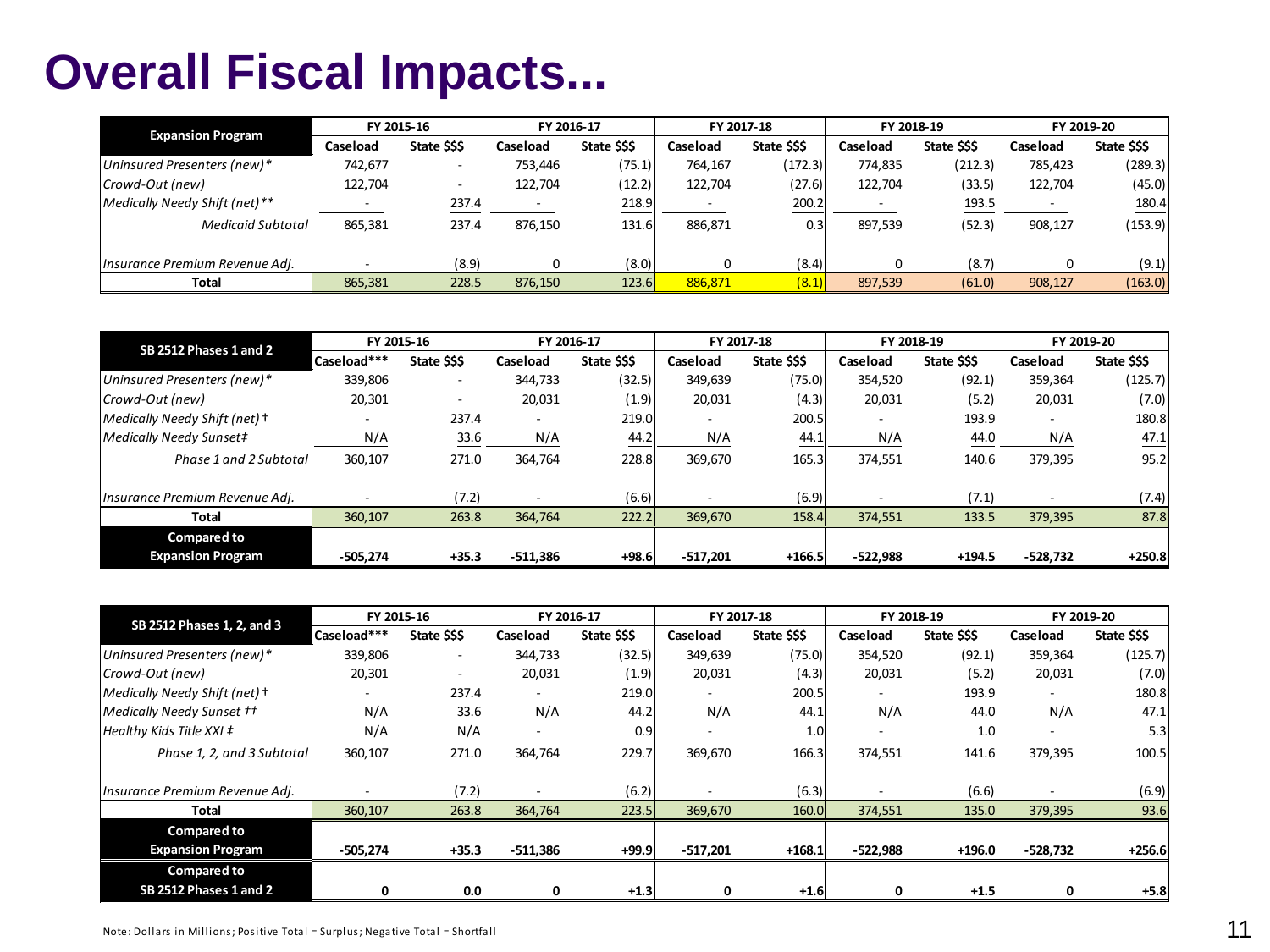# Overall Fiscal Impacts...

| Expansion Program | FY 2015-16 | | FY 2016-17 | | FY 2017-18 | | FY 2018-19 | | FY 2019-20 | |
|---|---|---|---|---|---|---|---|---|---|---|
| | Caseload | State $$$ | Caseload | State $$$ | Caseload | State $$$ | Caseload | State $$$ | Caseload | State $$$ |
| *Uninsured Presenters (new)** | 742,677 | - | 753,446 | (75.1) | 764,167 | (172.3) | 774,835 | (212.3) | 785,423 | (289.3) |
| *Crowd-Out (new)* | 122,704 | - | 122,704 | (12.2) | 122,704 | (27.6) | 122,704 | (33.5) | 122,704 | (45.0) |
| *Medically Needy Shift (net)*** | - | 237.4 | - | 218.9 | - | 200.2 | - | 193.5 | - | 180.4 |
| *Medicaid Subtotal* | 865,381 | 237.4 | 876,150 | 131.6 | 886,871 | 0.3 | 897,539 | (52.3) | 908,127 | (153.9) |
| *Insurance Premium Revenue Adj.* | - | (8.9) | 0 | (8.0) | 0 | (8.4) | 0 | (8.7) | 0 | (9.1) |
| **Total** | 865,381 | 228.5 | 876,150 | 123.6 | 886,871 | (8.1) | 897,539 | (61.0) | 908,127 | (163.0) |

| SB 2512 Phases 1 and 2 | FY 2015-16 | | FY 2016-17 | | FY 2017-18 | | FY 2018-19 | | FY 2019-20 | |
|---|---|---|---|---|---|---|---|---|---|---|
| | Caseload*** | State $$$ | Caseload | State $$$ | Caseload | State $$$ | Caseload | State $$$ | Caseload | State $$$ |
| *Uninsured Presenters (new)** | 339,806 | - | 344,733 | (32.5) | 349,639 | (75.0) | 354,520 | (92.1) | 359,364 | (125.7) |
| *Crowd-Out (new)* | 20,301 | - | 20,031 | (1.9) | 20,031 | (4.3) | 20,031 | (5.2) | 20,031 | (7.0) |
| *Medically Needy Shift (net) †* | - | 237.4 | - | 219.0 | - | 200.5 | - | 193.9 | - | 180.8 |
| *Medically Needy Sunset‡* | N/A | 33.6 | N/A | 44.2 | N/A | 44.1 | N/A | 44.0 | N/A | 47.1 |
| *Phase 1 and 2 Subtotal* | 360,107 | 271.0 | 364,764 | 228.8 | 369,670 | 165.3 | 374,551 | 140.6 | 379,395 | 95.2 |
| *Insurance Premium Revenue Adj.* | - | (7.2) | - | (6.6) | - | (6.9) | - | (7.1) | - | (7.4) |
| **Total** | 360,107 | 263.8 | 364,764 | 222.2 | 369,670 | 158.4 | 374,551 | 133.5 | 379,395 | 87.8 |
| **Compared to Expansion Program** | **-505,274** | **+35.3** | **-511,386** | **+98.6** | **-517,201** | **+166.5** | **-522,988** | **+194.5** | **-528,732** | **+250.8** |

| SB 2512 Phases 1, 2, and 3 | FY 2015-16 | | FY 2016-17 | | FY 2017-18 | | FY 2018-19 | | FY 2019-20 | |
|---|---|---|---|---|---|---|---|---|---|---|
| | Caseload*** | State $$$ | Caseload | State $$$ | Caseload | State $$$ | Caseload | State $$$ | Caseload | State $$$ |
| *Uninsured Presenters (new)** | 339,806 | - | 344,733 | (32.5) | 349,639 | (75.0) | 354,520 | (92.1) | 359,364 | (125.7) |
| *Crowd-Out (new)* | 20,301 | - | 20,031 | (1.9) | 20,031 | (4.3) | 20,031 | (5.2) | 20,031 | (7.0) |
| *Medically Needy Shift (net) †* | - | 237.4 | - | 219.0 | - | 200.5 | - | 193.9 | - | 180.8 |
| *Medically Needy Sunset ††* | N/A | 33.6 | N/A | 44.2 | N/A | 44.1 | N/A | 44.0 | N/A | 47.1 |
| *Healthy Kids Title XXI ‡* | N/A | N/A | - | 0.9 | - | 1.0 | - | 1.0 | - | 5.3 |
| *Phase 1, 2, and 3 Subtotal* | 360,107 | 271.0 | 364,764 | 229.7 | 369,670 | 166.3 | 374,551 | 141.6 | 379,395 | 100.5 |
| *Insurance Premium Revenue Adj.* | - | (7.2) | - | (6.2) | - | (6.3) | - | (6.6) | - | (6.9) |
| **Total** | 360,107 | 263.8 | 364,764 | 223.5 | 369,670 | 160.0 | 374,551 | 135.0 | 379,395 | 93.6 |
| **Compared to Expansion Program** | **-505,274** | **+35.3** | **-511,386** | **+99.9** | **-517,201** | **+168.1** | **-522,988** | **+196.0** | **-528,732** | **+256.6** |
| **Compared to SB 2512 Phases 1 and 2** | **0** | **0.0** | **0** | **+1.3** | **0** | **+1.6** | **0** | **+1.5** | **0** | **+5.8** |

Note: Dollars in Millions; Positive Total = Surplus; Negative Total = Shortfall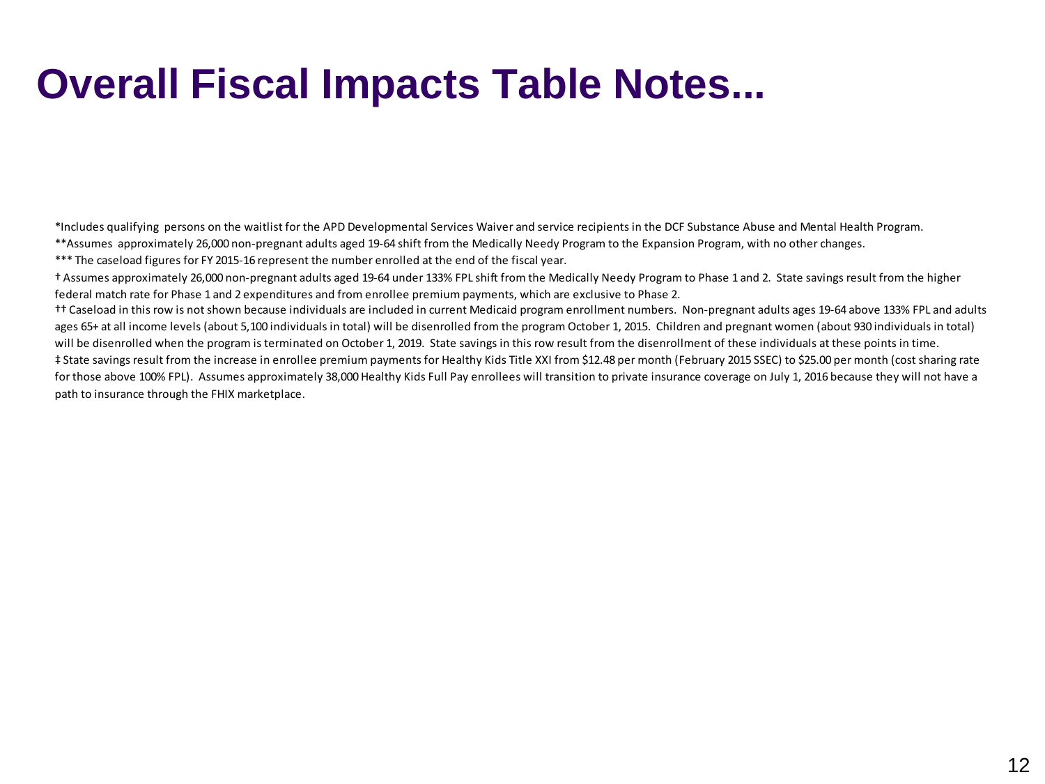# Overall Fiscal Impacts Table Notes...

*Includes qualifying persons on the waitlist for the APD Developmental Services Waiver and service recipients in the DCF Substance Abuse and Mental Health Program.

**Assumes approximately 26,000 non-pregnant adults aged 19-64 shift from the Medically Needy Program to the Expansion Program, with no other changes.

*** The caseload figures for FY 2015-16 represent the number enrolled at the end of the fiscal year.

† Assumes approximately 26,000 non-pregnant adults aged 19-64 under 133% FPL shift from the Medically Needy Program to Phase 1 and 2. State savings result from the higher federal match rate for Phase 1 and 2 expenditures and from enrollee premium payments, which are exclusive to Phase 2.

†† Caseload in this row is not shown because individuals are included in current Medicaid program enrollment numbers. Non-pregnant adults ages 19-64 above 133% FPL and adults ages 65+ at all income levels (about 5,100 individuals in total) will be disenrolled from the program October 1, 2015. Children and pregnant women (about 930 individuals in total) will be disenrolled when the program is terminated on October 1, 2019. State savings in this row result from the disenrollment of these individuals at these points in time.

‡ State savings result from the increase in enrollee premium payments for Healthy Kids Title XXI from $12.48 per month (February 2015 SSEC) to $25.00 per month (cost sharing rate for those above 100% FPL). Assumes approximately 38,000 Healthy Kids Full Pay enrollees will transition to private insurance coverage on July 1, 2016 because they will not have a path to insurance through the FHIX marketplace.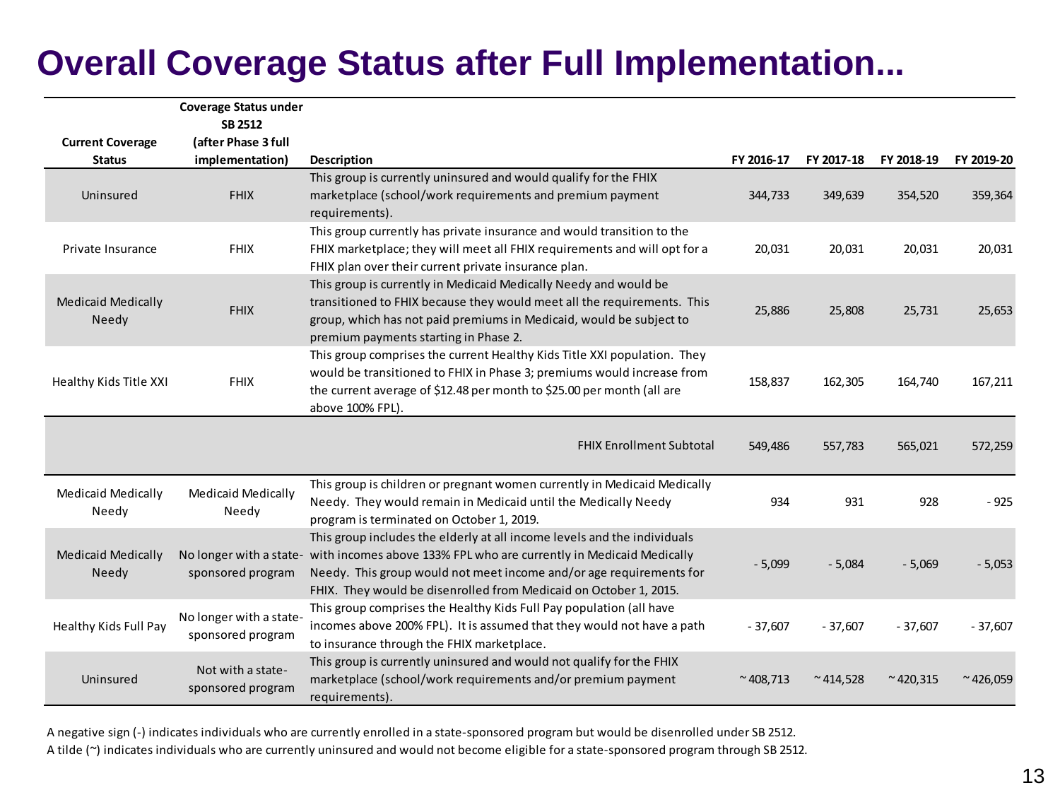# Overall Coverage Status after Full Implementation...

| Current Coverage Status | Coverage Status under SB 2512 (after Phase 3 full implementation) | Description | FY 2016-17 | FY 2017-18 | FY 2018-19 | FY 2019-20 |
|---|---|---|---|---|---|---|
| Uninsured | FHIX | This group is currently uninsured and would qualify for the FHIX marketplace (school/work requirements and premium payment requirements). | 344,733 | 349,639 | 354,520 | 359,364 |
| Private Insurance | FHIX | This group currently has private insurance and would transition to the FHIX marketplace; they will meet all FHIX requirements and will opt for a FHIX plan over their current private insurance plan. | 20,031 | 20,031 | 20,031 | 20,031 |
| Medicaid Medically Needy | FHIX | This group is currently in Medicaid Medically Needy and would be transitioned to FHIX because they would meet all the requirements. This group, which has not paid premiums in Medicaid, would be subject to premium payments starting in Phase 2. | 25,886 | 25,808 | 25,731 | 25,653 |
| Healthy Kids Title XXI | FHIX | This group comprises the current Healthy Kids Title XXI population. They would be transitioned to FHIX in Phase 3; premiums would increase from the current average of $12.48 per month to $25.00 per month (all are above 100% FPL). | 158,837 | 162,305 | 164,740 | 167,211 |
| | | FHIX Enrollment Subtotal | 549,486 | 557,783 | 565,021 | 572,259 |
| Medicaid Medically Needy | Medicaid Medically Needy | This group is children or pregnant women currently in Medicaid Medically Needy. They would remain in Medicaid until the Medically Needy program is terminated on October 1, 2019. | 934 | 931 | 928 | - 925 |
| Medicaid Medically Needy | No longer with a state-sponsored program | This group includes the elderly at all income levels and the individuals with incomes above 133% FPL who are currently in Medicaid Medically Needy. This group would not meet income and/or age requirements for FHIX. They would be disenrolled from Medicaid on October 1, 2015. | - 5,099 | - 5,084 | - 5,069 | - 5,053 |
| Healthy Kids Full Pay | No longer with a state-sponsored program | This group comprises the Healthy Kids Full Pay population (all have incomes above 200% FPL). It is assumed that they would not have a path to insurance through the FHIX marketplace. | - 37,607 | - 37,607 | - 37,607 | - 37,607 |
| Uninsured | Not with a state-sponsored program | This group is currently uninsured and would not qualify for the FHIX marketplace (school/work requirements and/or premium payment requirements). | ~ 408,713 | ~ 414,528 | ~ 420,315 | ~ 426,059 |

A negative sign (-) indicates individuals who are currently enrolled in a state-sponsored program but would be disenrolled under SB 2512.

A tilde (~) indicates individuals who are currently uninsured and would not become eligible for a state-sponsored program through SB 2512.